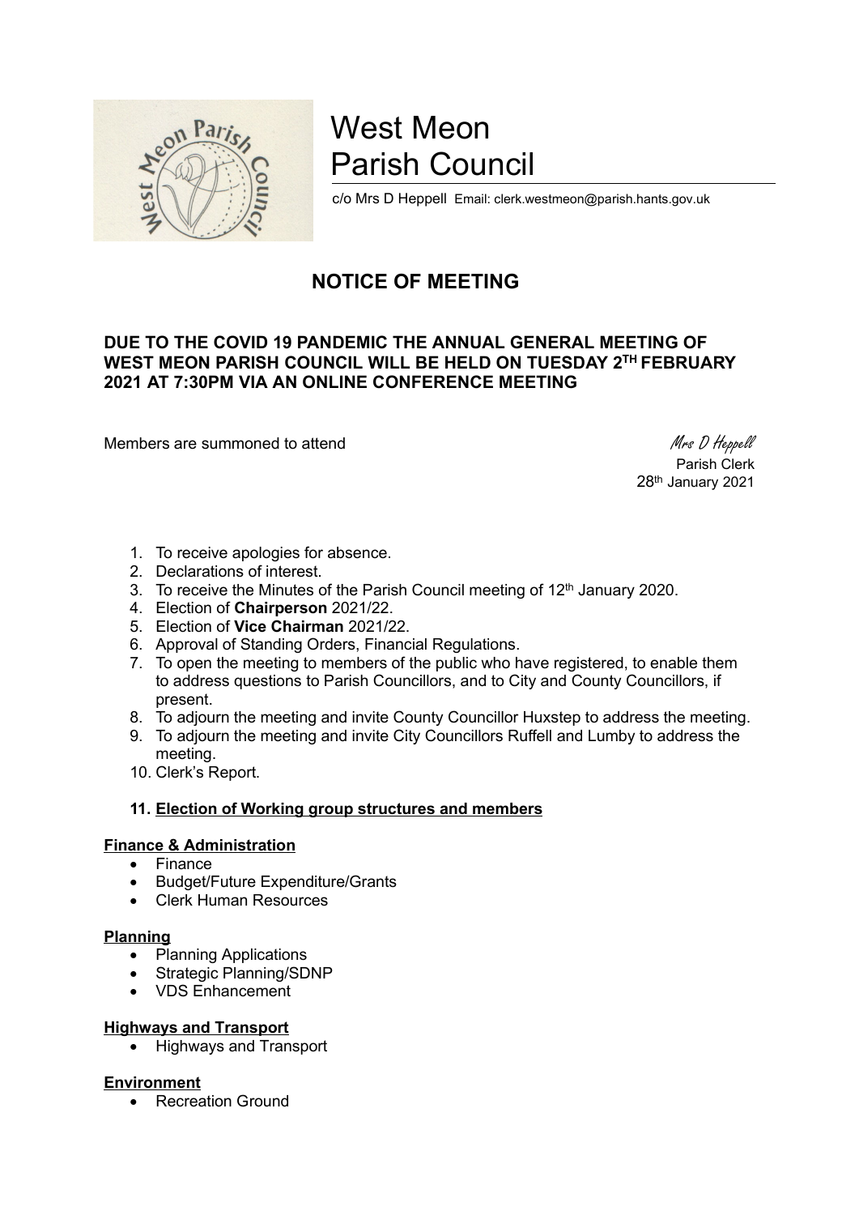# West Meon Parish Council

c/o Mrs D Heppell Email: clerk.westmeon@parish.hants.gov.uk

## NOTICE OF MEETING

**DUE TO THE COVID 19 PANDEMIC THE ANNUAL GENERAL MEETING OF WEST MEON PARISH COUNCIL WILL BE HELD ON TUESDAY 2TH FEBRUARY 2021 AT 7:30PM VIA AN ONLINE CONFERENCE MEETING**

Members are summoned to attend

*Mrs D Heppell*
Parish Clerk
28th January 2021

1. To receive apologies for absence.
2. Declarations of interest.
3. To receive the Minutes of the Parish Council meeting of 12th January 2020.
4. Election of **Chairperson** 2021/22.
5. Election of **Vice Chairman** 2021/22.
6. Approval of Standing Orders, Financial Regulations.
7. To open the meeting to members of the public who have registered, to enable them to address questions to Parish Councillors, and to City and County Councillors, if present.
8. To adjourn the meeting and invite County Councillor Huxstep to address the meeting.
9. To adjourn the meeting and invite City Councillors Ruffell and Lumby to address the meeting.
10. Clerk's Report.

### 11. Election of Working group structures and members

**Finance & Administration**

- Finance
- Budget/Future Expenditure/Grants
- Clerk Human Resources

**Planning**

- Planning Applications
- Strategic Planning/SDNP
- VDS Enhancement

**Highways and Transport**

- Highways and Transport

**Environment**

- Recreation Ground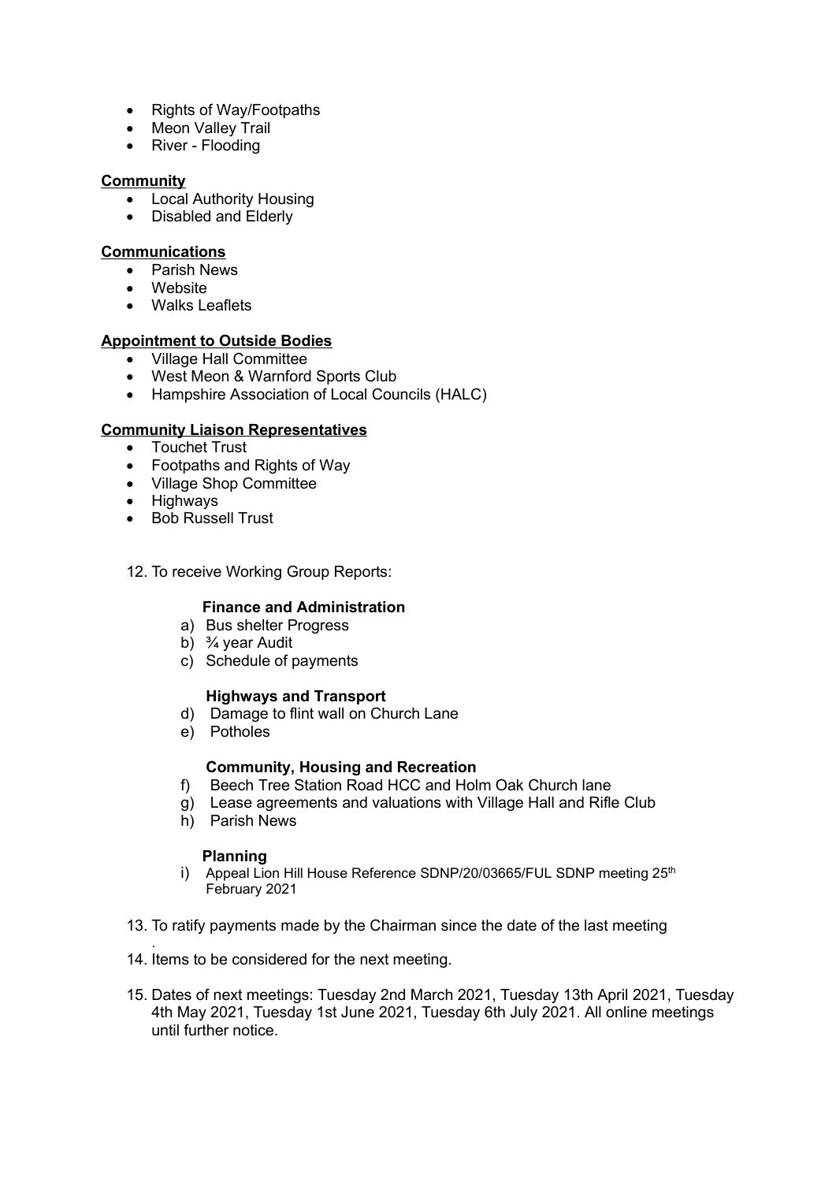- Rights of Way/Footpaths
- Meon Valley Trail
- River - Flooding

**Community**

- Local Authority Housing
- Disabled and Elderly

**Communications**

- Parish News
- Website
- Walks Leaflets

**Appointment to Outside Bodies**

- Village Hall Committee
- West Meon & Warnford Sports Club
- Hampshire Association of Local Councils (HALC)

**Community Liaison Representatives**

- Touchet Trust
- Footpaths and Rights of Way
- Village Shop Committee
- Highways
- Bob Russell Trust

12. To receive Working Group Reports:

**Finance and Administration**

a) Bus shelter Progress
b) ¾ year Audit
c) Schedule of payments

**Highways and Transport**

d) Damage to flint wall on Church Lane
e) Potholes

**Community, Housing and Recreation**

f) Beech Tree Station Road HCC and Holm Oak Church lane
g) Lease agreements and valuations with Village Hall and Rifle Club
h) Parish News

**Planning**

i) Appeal Lion Hill House Reference SDNP/20/03665/FUL SDNP meeting 25th February 2021

13. To ratify payments made by the Chairman since the date of the last meeting
14. Items to be considered for the next meeting.
15. Dates of next meetings: Tuesday 2nd March 2021, Tuesday 13th April 2021, Tuesday 4th May 2021, Tuesday 1st June 2021, Tuesday 6th July 2021. All online meetings until further notice.